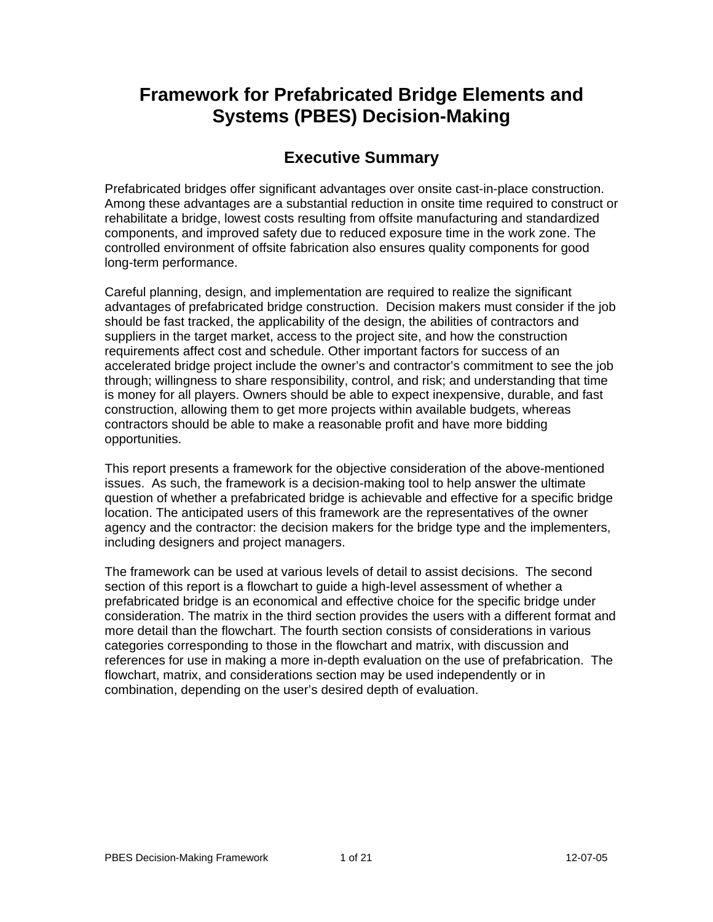# Framework for Prefabricated Bridge Elements and Systems (PBES) Decision-Making

## Executive Summary

Prefabricated bridges offer significant advantages over onsite cast-in-place construction. Among these advantages are a substantial reduction in onsite time required to construct or rehabilitate a bridge, lowest costs resulting from offsite manufacturing and standardized components, and improved safety due to reduced exposure time in the work zone. The controlled environment of offsite fabrication also ensures quality components for good long-term performance.

Careful planning, design, and implementation are required to realize the significant advantages of prefabricated bridge construction. Decision makers must consider if the job should be fast tracked, the applicability of the design, the abilities of contractors and suppliers in the target market, access to the project site, and how the construction requirements affect cost and schedule. Other important factors for success of an accelerated bridge project include the owner's and contractor's commitment to see the job through; willingness to share responsibility, control, and risk; and understanding that time is money for all players. Owners should be able to expect inexpensive, durable, and fast construction, allowing them to get more projects within available budgets, whereas contractors should be able to make a reasonable profit and have more bidding opportunities.

This report presents a framework for the objective consideration of the above-mentioned issues. As such, the framework is a decision-making tool to help answer the ultimate question of whether a prefabricated bridge is achievable and effective for a specific bridge location. The anticipated users of this framework are the representatives of the owner agency and the contractor: the decision makers for the bridge type and the implementers, including designers and project managers.

The framework can be used at various levels of detail to assist decisions. The second section of this report is a flowchart to guide a high-level assessment of whether a prefabricated bridge is an economical and effective choice for the specific bridge under consideration. The matrix in the third section provides the users with a different format and more detail than the flowchart. The fourth section consists of considerations in various categories corresponding to those in the flowchart and matrix, with discussion and references for use in making a more in-depth evaluation on the use of prefabrication. The flowchart, matrix, and considerations section may be used independently or in combination, depending on the user's desired depth of evaluation.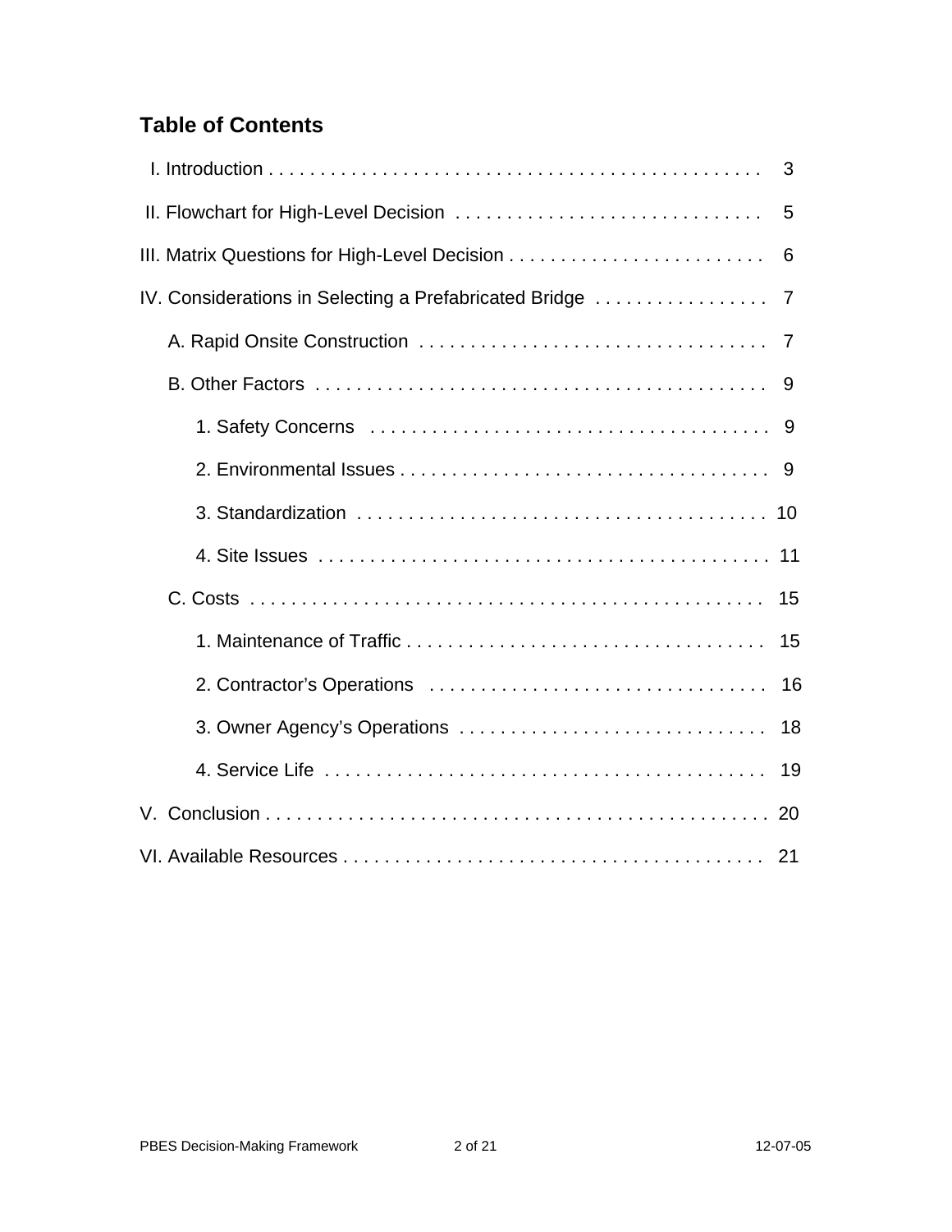## Table of Contents

I. Introduction . . . . . . . . . . . . . . . . . . . . . . . . . . . . . . . . . . . . . . . . . . . . . . . 3

II. Flowchart for High-Level Decision . . . . . . . . . . . . . . . . . . . . . . . . . . . . . . 5

III. Matrix Questions for High-Level Decision . . . . . . . . . . . . . . . . . . . . . . . . . 6

IV. Considerations in Selecting a Prefabricated Bridge . . . . . . . . . . . . . . . . . 7

- A. Rapid Onsite Construction . . . . . . . . . . . . . . . . . . . . . . . . . . . . . . . . . 7
- B. Other Factors . . . . . . . . . . . . . . . . . . . . . . . . . . . . . . . . . . . . . . . . . . . 9
  - 1. Safety Concerns . . . . . . . . . . . . . . . . . . . . . . . . . . . . . . . . . . . . . . 9
  - 2. Environmental Issues . . . . . . . . . . . . . . . . . . . . . . . . . . . . . . . . . . . 9
  - 3. Standardization . . . . . . . . . . . . . . . . . . . . . . . . . . . . . . . . . . . . . . . 10
  - 4. Site Issues . . . . . . . . . . . . . . . . . . . . . . . . . . . . . . . . . . . . . . . . . . 11
- C. Costs . . . . . . . . . . . . . . . . . . . . . . . . . . . . . . . . . . . . . . . . . . . . . . . . . 15
  - 1. Maintenance of Traffic . . . . . . . . . . . . . . . . . . . . . . . . . . . . . . . . . . 15
  - 2. Contractor's Operations . . . . . . . . . . . . . . . . . . . . . . . . . . . . . . . . 16
  - 3. Owner Agency's Operations . . . . . . . . . . . . . . . . . . . . . . . . . . . . . 18
  - 4. Service Life . . . . . . . . . . . . . . . . . . . . . . . . . . . . . . . . . . . . . . . . . . 19

V. Conclusion . . . . . . . . . . . . . . . . . . . . . . . . . . . . . . . . . . . . . . . . . . . . . . . . 20

VI. Available Resources . . . . . . . . . . . . . . . . . . . . . . . . . . . . . . . . . . . . . . . . 21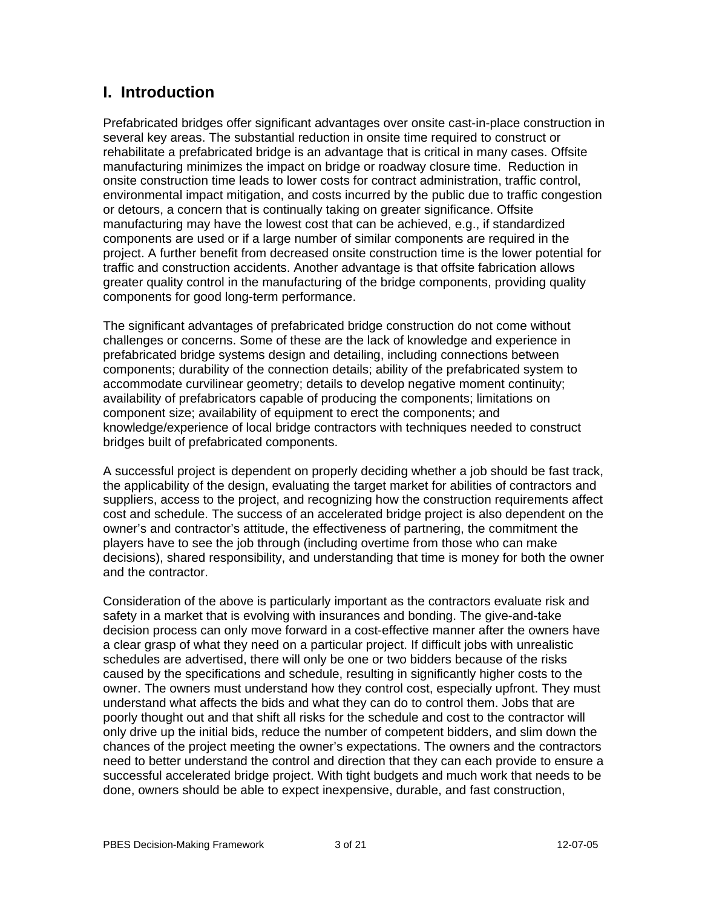## I. Introduction

Prefabricated bridges offer significant advantages over onsite cast-in-place construction in several key areas. The substantial reduction in onsite time required to construct or rehabilitate a prefabricated bridge is an advantage that is critical in many cases. Offsite manufacturing minimizes the impact on bridge or roadway closure time. Reduction in onsite construction time leads to lower costs for contract administration, traffic control, environmental impact mitigation, and costs incurred by the public due to traffic congestion or detours, a concern that is continually taking on greater significance. Offsite manufacturing may have the lowest cost that can be achieved, e.g., if standardized components are used or if a large number of similar components are required in the project. A further benefit from decreased onsite construction time is the lower potential for traffic and construction accidents. Another advantage is that offsite fabrication allows greater quality control in the manufacturing of the bridge components, providing quality components for good long-term performance.

The significant advantages of prefabricated bridge construction do not come without challenges or concerns. Some of these are the lack of knowledge and experience in prefabricated bridge systems design and detailing, including connections between components; durability of the connection details; ability of the prefabricated system to accommodate curvilinear geometry; details to develop negative moment continuity; availability of prefabricators capable of producing the components; limitations on component size; availability of equipment to erect the components; and knowledge/experience of local bridge contractors with techniques needed to construct bridges built of prefabricated components.

A successful project is dependent on properly deciding whether a job should be fast track, the applicability of the design, evaluating the target market for abilities of contractors and suppliers, access to the project, and recognizing how the construction requirements affect cost and schedule. The success of an accelerated bridge project is also dependent on the owner's and contractor's attitude, the effectiveness of partnering, the commitment the players have to see the job through (including overtime from those who can make decisions), shared responsibility, and understanding that time is money for both the owner and the contractor.

Consideration of the above is particularly important as the contractors evaluate risk and safety in a market that is evolving with insurances and bonding. The give-and-take decision process can only move forward in a cost-effective manner after the owners have a clear grasp of what they need on a particular project. If difficult jobs with unrealistic schedules are advertised, there will only be one or two bidders because of the risks caused by the specifications and schedule, resulting in significantly higher costs to the owner. The owners must understand how they control cost, especially upfront. They must understand what affects the bids and what they can do to control them. Jobs that are poorly thought out and that shift all risks for the schedule and cost to the contractor will only drive up the initial bids, reduce the number of competent bidders, and slim down the chances of the project meeting the owner's expectations. The owners and the contractors need to better understand the control and direction that they can each provide to ensure a successful accelerated bridge project. With tight budgets and much work that needs to be done, owners should be able to expect inexpensive, durable, and fast construction,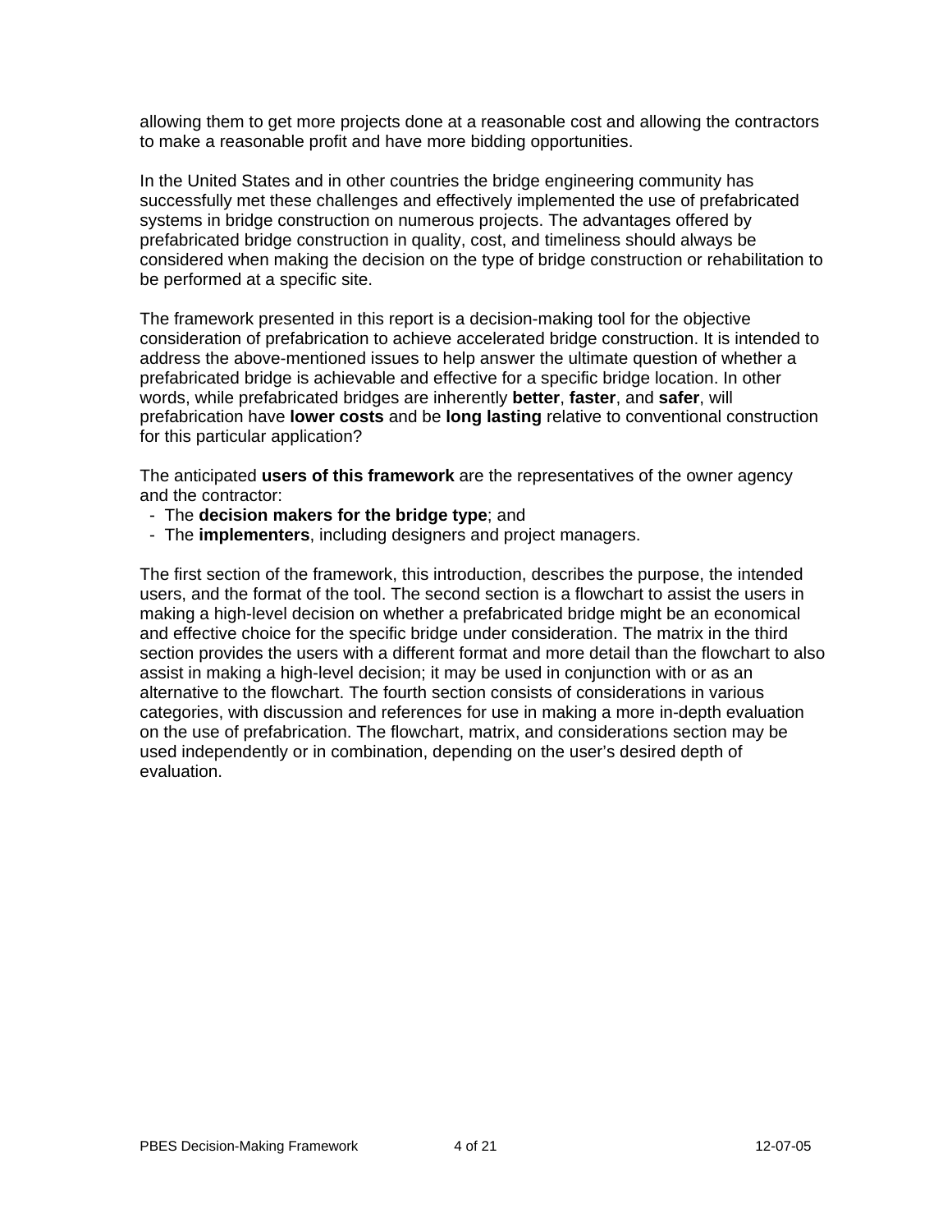allowing them to get more projects done at a reasonable cost and allowing the contractors to make a reasonable profit and have more bidding opportunities.

In the United States and in other countries the bridge engineering community has successfully met these challenges and effectively implemented the use of prefabricated systems in bridge construction on numerous projects. The advantages offered by prefabricated bridge construction in quality, cost, and timeliness should always be considered when making the decision on the type of bridge construction or rehabilitation to be performed at a specific site.

The framework presented in this report is a decision-making tool for the objective consideration of prefabrication to achieve accelerated bridge construction. It is intended to address the above-mentioned issues to help answer the ultimate question of whether a prefabricated bridge is achievable and effective for a specific bridge location. In other words, while prefabricated bridges are inherently **better**, **faster**, and **safer**, will prefabrication have **lower costs** and be **long lasting** relative to conventional construction for this particular application?

The anticipated **users of this framework** are the representatives of the owner agency and the contractor:

- The **decision makers for the bridge type**; and
- The **implementers**, including designers and project managers.

The first section of the framework, this introduction, describes the purpose, the intended users, and the format of the tool. The second section is a flowchart to assist the users in making a high-level decision on whether a prefabricated bridge might be an economical and effective choice for the specific bridge under consideration. The matrix in the third section provides the users with a different format and more detail than the flowchart to also assist in making a high-level decision; it may be used in conjunction with or as an alternative to the flowchart. The fourth section consists of considerations in various categories, with discussion and references for use in making a more in-depth evaluation on the use of prefabrication. The flowchart, matrix, and considerations section may be used independently or in combination, depending on the user's desired depth of evaluation.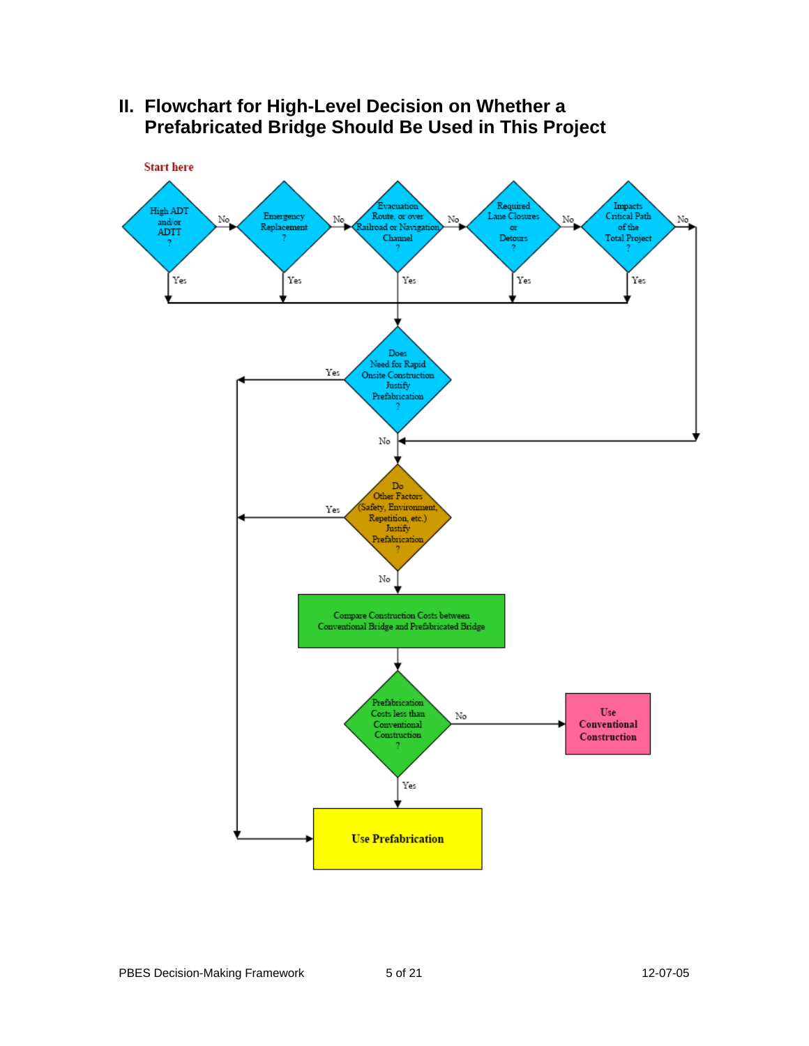## II. Flowchart for High-Level Decision on Whether a Prefabricated Bridge Should Be Used in This Project

Start here

High ADT and/or ADTT ?

No

Emergency Replacement ?

No

Evacuation Route, or over Railroad or Navigation Channel ?

No

Required Lane Closures or Detours ?

No

Impacts Critical Path of the Total Project ?

No

Yes

Does Need for Rapid Onsite Construction Justify Prefabrication ?

Yes

No

Do Other Factors (Safety, Environment, Repetition, etc.) Justify Prefabrication ?

Yes

No

Compare Construction Costs between Conventional Bridge and Prefabricated Bridge

Prefabrication Costs less than Conventional Construction ?

No

Use Conventional Construction

Yes

Use Prefabrication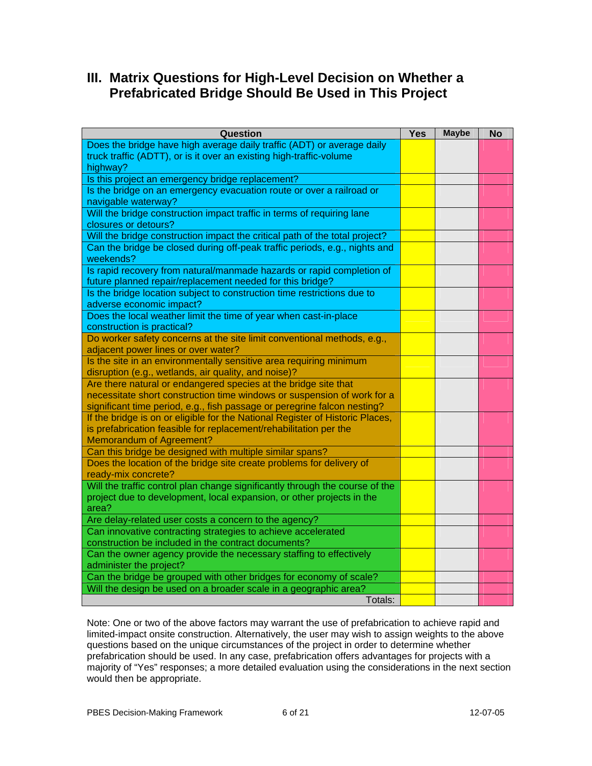## III. Matrix Questions for High-Level Decision on Whether a Prefabricated Bridge Should Be Used in This Project

| Question | Yes | Maybe | No |
|---|---|---|---|
| Does the bridge have high average daily traffic (ADT) or average daily truck traffic (ADTT), or is it over an existing high-traffic-volume highway? | | | |
| Is this project an emergency bridge replacement? | | | |
| Is the bridge on an emergency evacuation route or over a railroad or navigable waterway? | | | |
| Will the bridge construction impact traffic in terms of requiring lane closures or detours? | | | |
| Will the bridge construction impact the critical path of the total project? | | | |
| Can the bridge be closed during off-peak traffic periods, e.g., nights and weekends? | | | |
| Is rapid recovery from natural/manmade hazards or rapid completion of future planned repair/replacement needed for this bridge? | | | |
| Is the bridge location subject to construction time restrictions due to adverse economic impact? | | | |
| Does the local weather limit the time of year when cast-in-place construction is practical? | | | |
| Do worker safety concerns at the site limit conventional methods, e.g., adjacent power lines or over water? | | | |
| Is the site in an environmentally sensitive area requiring minimum disruption (e.g., wetlands, air quality, and noise)? | | | |
| Are there natural or endangered species at the bridge site that necessitate short construction time windows or suspension of work for a significant time period, e.g., fish passage or peregrine falcon nesting? | | | |
| If the bridge is on or eligible for the National Register of Historic Places, is prefabrication feasible for replacement/rehabilitation per the Memorandum of Agreement? | | | |
| Can this bridge be designed with multiple similar spans? | | | |
| Does the location of the bridge site create problems for delivery of ready-mix concrete? | | | |
| Will the traffic control plan change significantly through the course of the project due to development, local expansion, or other projects in the area? | | | |
| Are delay-related user costs a concern to the agency? | | | |
| Can innovative contracting strategies to achieve accelerated construction be included in the contract documents? | | | |
| Can the owner agency provide the necessary staffing to effectively administer the project? | | | |
| Can the bridge be grouped with other bridges for economy of scale? | | | |
| Will the design be used on a broader scale in a geographic area? | | | |
| Totals: | | | |

Note: One or two of the above factors may warrant the use of prefabrication to achieve rapid and limited-impact onsite construction. Alternatively, the user may wish to assign weights to the above questions based on the unique circumstances of the project in order to determine whether prefabrication should be used. In any case, prefabrication offers advantages for projects with a majority of "Yes" responses; a more detailed evaluation using the considerations in the next section would then be appropriate.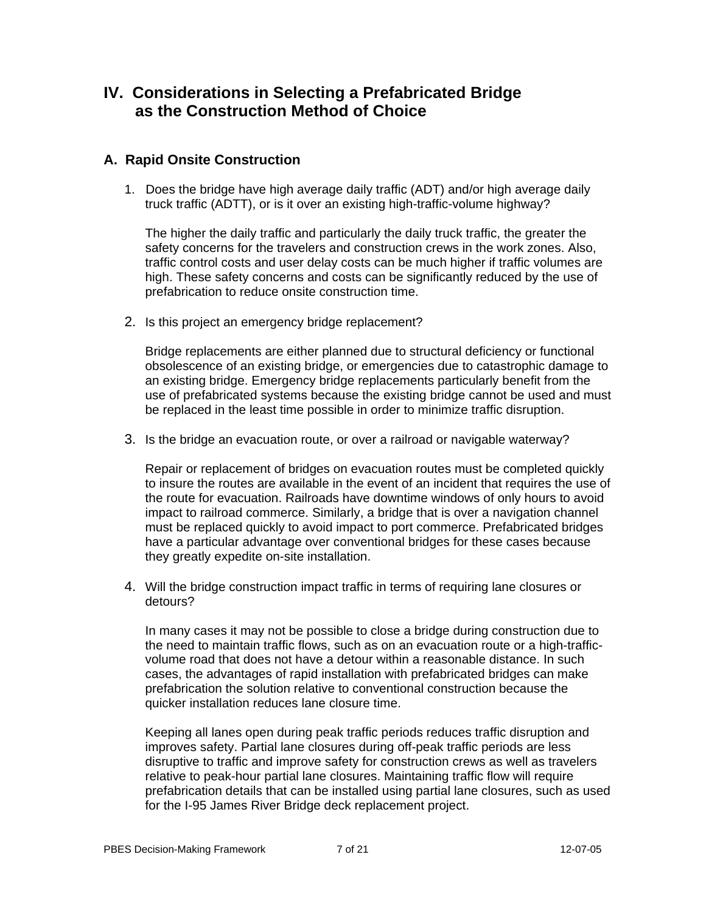## IV. Considerations in Selecting a Prefabricated Bridge as the Construction Method of Choice

### A. Rapid Onsite Construction

1. Does the bridge have high average daily traffic (ADT) and/or high average daily truck traffic (ADTT), or is it over an existing high-traffic-volume highway?

   The higher the daily traffic and particularly the daily truck traffic, the greater the safety concerns for the travelers and construction crews in the work zones. Also, traffic control costs and user delay costs can be much higher if traffic volumes are high. These safety concerns and costs can be significantly reduced by the use of prefabrication to reduce onsite construction time.

2. Is this project an emergency bridge replacement?

   Bridge replacements are either planned due to structural deficiency or functional obsolescence of an existing bridge, or emergencies due to catastrophic damage to an existing bridge. Emergency bridge replacements particularly benefit from the use of prefabricated systems because the existing bridge cannot be used and must be replaced in the least time possible in order to minimize traffic disruption.

3. Is the bridge an evacuation route, or over a railroad or navigable waterway?

   Repair or replacement of bridges on evacuation routes must be completed quickly to insure the routes are available in the event of an incident that requires the use of the route for evacuation. Railroads have downtime windows of only hours to avoid impact to railroad commerce. Similarly, a bridge that is over a navigation channel must be replaced quickly to avoid impact to port commerce. Prefabricated bridges have a particular advantage over conventional bridges for these cases because they greatly expedite on-site installation.

4. Will the bridge construction impact traffic in terms of requiring lane closures or detours?

   In many cases it may not be possible to close a bridge during construction due to the need to maintain traffic flows, such as on an evacuation route or a high-traffic-volume road that does not have a detour within a reasonable distance. In such cases, the advantages of rapid installation with prefabricated bridges can make prefabrication the solution relative to conventional construction because the quicker installation reduces lane closure time.

   Keeping all lanes open during peak traffic periods reduces traffic disruption and improves safety. Partial lane closures during off-peak traffic periods are less disruptive to traffic and improve safety for construction crews as well as travelers relative to peak-hour partial lane closures. Maintaining traffic flow will require prefabrication details that can be installed using partial lane closures, such as used for the I-95 James River Bridge deck replacement project.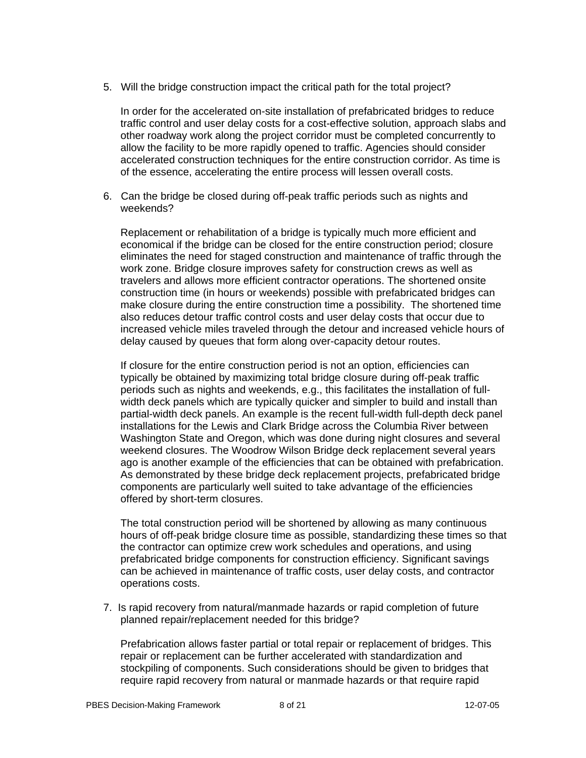5. Will the bridge construction impact the critical path for the total project?

   In order for the accelerated on-site installation of prefabricated bridges to reduce traffic control and user delay costs for a cost-effective solution, approach slabs and other roadway work along the project corridor must be completed concurrently to allow the facility to be more rapidly opened to traffic. Agencies should consider accelerated construction techniques for the entire construction corridor. As time is of the essence, accelerating the entire process will lessen overall costs.

6. Can the bridge be closed during off-peak traffic periods such as nights and weekends?

   Replacement or rehabilitation of a bridge is typically much more efficient and economical if the bridge can be closed for the entire construction period; closure eliminates the need for staged construction and maintenance of traffic through the work zone. Bridge closure improves safety for construction crews as well as travelers and allows more efficient contractor operations. The shortened onsite construction time (in hours or weekends) possible with prefabricated bridges can make closure during the entire construction time a possibility. The shortened time also reduces detour traffic control costs and user delay costs that occur due to increased vehicle miles traveled through the detour and increased vehicle hours of delay caused by queues that form along over-capacity detour routes.

   If closure for the entire construction period is not an option, efficiencies can typically be obtained by maximizing total bridge closure during off-peak traffic periods such as nights and weekends, e.g., this facilitates the installation of full-width deck panels which are typically quicker and simpler to build and install than partial-width deck panels. An example is the recent full-width full-depth deck panel installations for the Lewis and Clark Bridge across the Columbia River between Washington State and Oregon, which was done during night closures and several weekend closures. The Woodrow Wilson Bridge deck replacement several years ago is another example of the efficiencies that can be obtained with prefabrication. As demonstrated by these bridge deck replacement projects, prefabricated bridge components are particularly well suited to take advantage of the efficiencies offered by short-term closures.

   The total construction period will be shortened by allowing as many continuous hours of off-peak bridge closure time as possible, standardizing these times so that the contractor can optimize crew work schedules and operations, and using prefabricated bridge components for construction efficiency. Significant savings can be achieved in maintenance of traffic costs, user delay costs, and contractor operations costs.

7. Is rapid recovery from natural/manmade hazards or rapid completion of future planned repair/replacement needed for this bridge?

   Prefabrication allows faster partial or total repair or replacement of bridges. This repair or replacement can be further accelerated with standardization and stockpiling of components. Such considerations should be given to bridges that require rapid recovery from natural or manmade hazards or that require rapid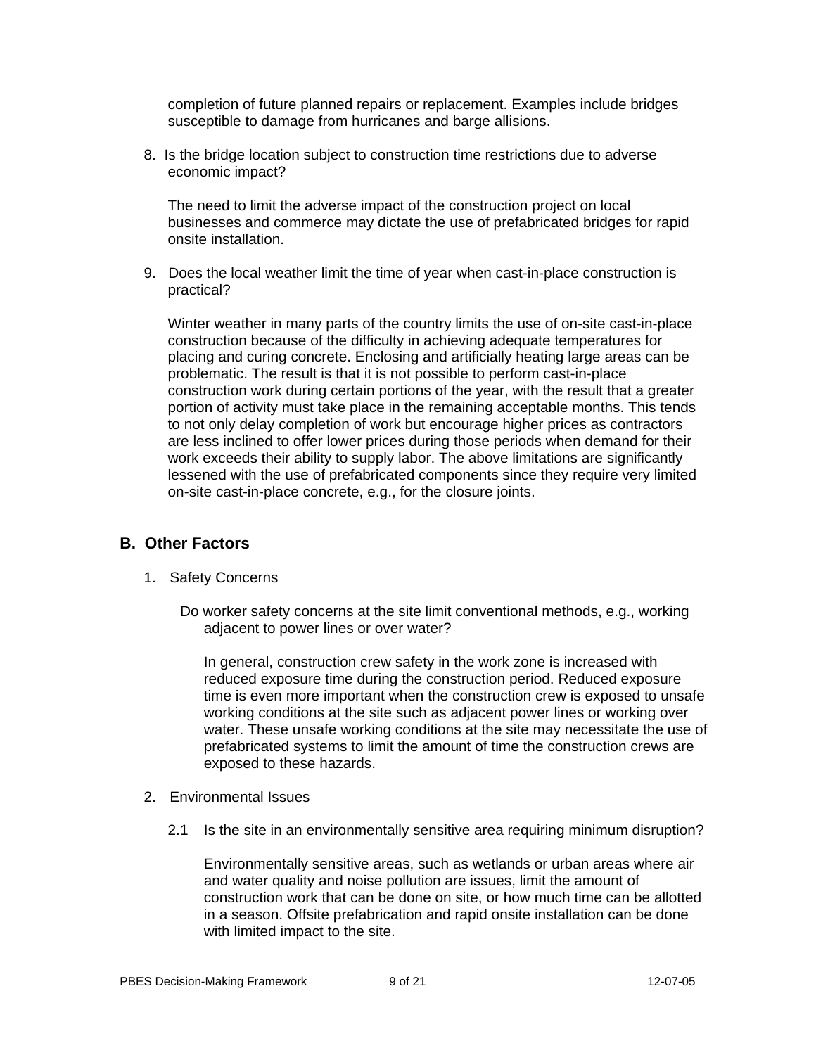completion of future planned repairs or replacement. Examples include bridges susceptible to damage from hurricanes and barge allisions.

8. Is the bridge location subject to construction time restrictions due to adverse economic impact?

   The need to limit the adverse impact of the construction project on local businesses and commerce may dictate the use of prefabricated bridges for rapid onsite installation.

9. Does the local weather limit the time of year when cast-in-place construction is practical?

   Winter weather in many parts of the country limits the use of on-site cast-in-place construction because of the difficulty in achieving adequate temperatures for placing and curing concrete. Enclosing and artificially heating large areas can be problematic. The result is that it is not possible to perform cast-in-place construction work during certain portions of the year, with the result that a greater portion of activity must take place in the remaining acceptable months. This tends to not only delay completion of work but encourage higher prices as contractors are less inclined to offer lower prices during those periods when demand for their work exceeds their ability to supply labor. The above limitations are significantly lessened with the use of prefabricated components since they require very limited on-site cast-in-place concrete, e.g., for the closure joints.

## B. Other Factors

1. Safety Concerns

   Do worker safety concerns at the site limit conventional methods, e.g., working adjacent to power lines or over water?

   In general, construction crew safety in the work zone is increased with reduced exposure time during the construction period. Reduced exposure time is even more important when the construction crew is exposed to unsafe working conditions at the site such as adjacent power lines or working over water. These unsafe working conditions at the site may necessitate the use of prefabricated systems to limit the amount of time the construction crews are exposed to these hazards.

2. Environmental Issues

   2.1 Is the site in an environmentally sensitive area requiring minimum disruption?

   Environmentally sensitive areas, such as wetlands or urban areas where air and water quality and noise pollution are issues, limit the amount of construction work that can be done on site, or how much time can be allotted in a season. Offsite prefabrication and rapid onsite installation can be done with limited impact to the site.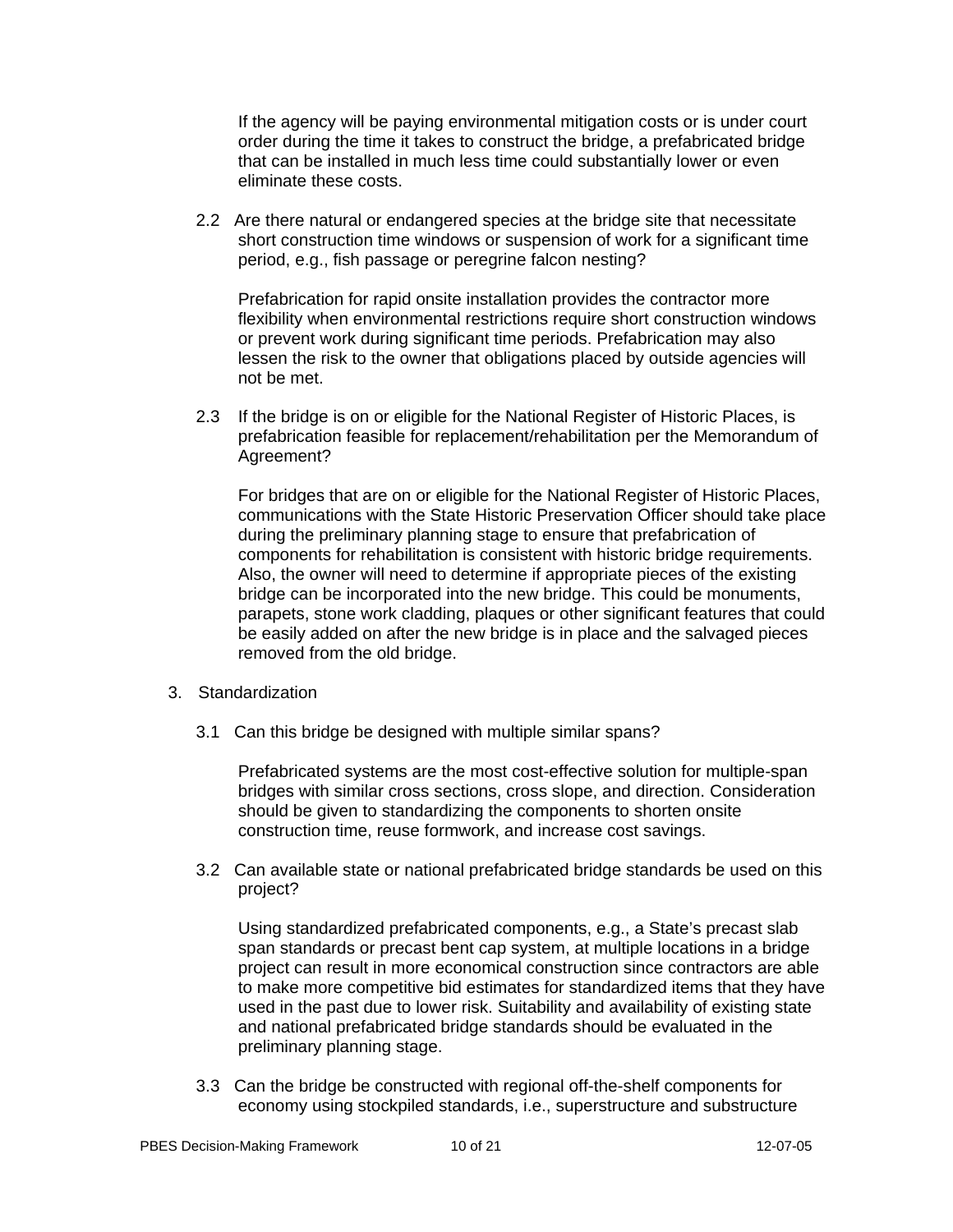If the agency will be paying environmental mitigation costs or is under court order during the time it takes to construct the bridge, a prefabricated bridge that can be installed in much less time could substantially lower or even eliminate these costs.

2.2 Are there natural or endangered species at the bridge site that necessitate short construction time windows or suspension of work for a significant time period, e.g., fish passage or peregrine falcon nesting?

Prefabrication for rapid onsite installation provides the contractor more flexibility when environmental restrictions require short construction windows or prevent work during significant time periods. Prefabrication may also lessen the risk to the owner that obligations placed by outside agencies will not be met.

2.3 If the bridge is on or eligible for the National Register of Historic Places, is prefabrication feasible for replacement/rehabilitation per the Memorandum of Agreement?

For bridges that are on or eligible for the National Register of Historic Places, communications with the State Historic Preservation Officer should take place during the preliminary planning stage to ensure that prefabrication of components for rehabilitation is consistent with historic bridge requirements. Also, the owner will need to determine if appropriate pieces of the existing bridge can be incorporated into the new bridge. This could be monuments, parapets, stone work cladding, plaques or other significant features that could be easily added on after the new bridge is in place and the salvaged pieces removed from the old bridge.

3. Standardization

3.1 Can this bridge be designed with multiple similar spans?

Prefabricated systems are the most cost-effective solution for multiple-span bridges with similar cross sections, cross slope, and direction. Consideration should be given to standardizing the components to shorten onsite construction time, reuse formwork, and increase cost savings.

3.2 Can available state or national prefabricated bridge standards be used on this project?

Using standardized prefabricated components, e.g., a State's precast slab span standards or precast bent cap system, at multiple locations in a bridge project can result in more economical construction since contractors are able to make more competitive bid estimates for standardized items that they have used in the past due to lower risk. Suitability and availability of existing state and national prefabricated bridge standards should be evaluated in the preliminary planning stage.

3.3 Can the bridge be constructed with regional off-the-shelf components for economy using stockpiled standards, i.e., superstructure and substructure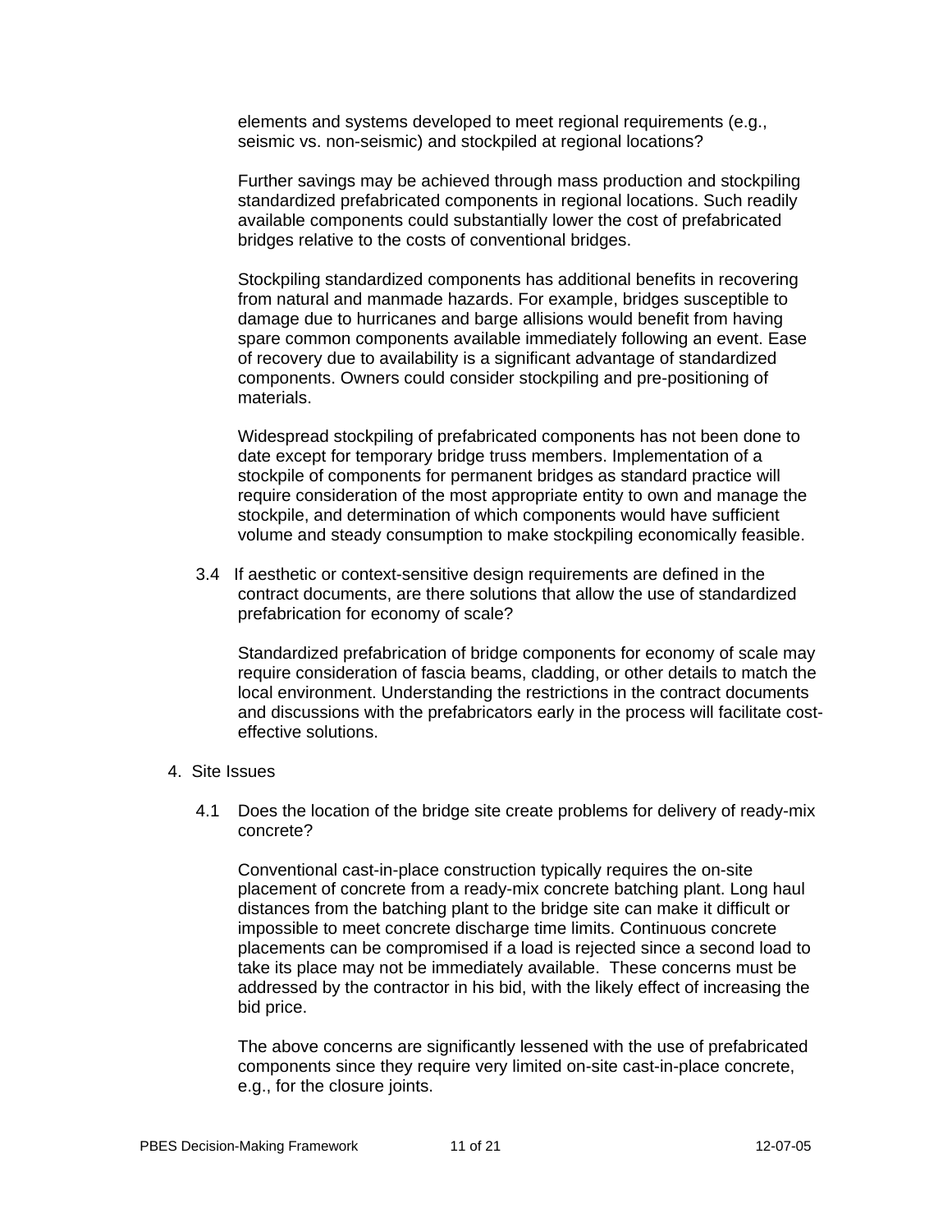elements and systems developed to meet regional requirements (e.g., seismic vs. non-seismic) and stockpiled at regional locations?

Further savings may be achieved through mass production and stockpiling standardized prefabricated components in regional locations. Such readily available components could substantially lower the cost of prefabricated bridges relative to the costs of conventional bridges.

Stockpiling standardized components has additional benefits in recovering from natural and manmade hazards. For example, bridges susceptible to damage due to hurricanes and barge allisions would benefit from having spare common components available immediately following an event. Ease of recovery due to availability is a significant advantage of standardized components. Owners could consider stockpiling and pre-positioning of materials.

Widespread stockpiling of prefabricated components has not been done to date except for temporary bridge truss members. Implementation of a stockpile of components for permanent bridges as standard practice will require consideration of the most appropriate entity to own and manage the stockpile, and determination of which components would have sufficient volume and steady consumption to make stockpiling economically feasible.

3.4 If aesthetic or context-sensitive design requirements are defined in the contract documents, are there solutions that allow the use of standardized prefabrication for economy of scale?

Standardized prefabrication of bridge components for economy of scale may require consideration of fascia beams, cladding, or other details to match the local environment. Understanding the restrictions in the contract documents and discussions with the prefabricators early in the process will facilitate cost-effective solutions.

4. Site Issues

4.1 Does the location of the bridge site create problems for delivery of ready-mix concrete?

Conventional cast-in-place construction typically requires the on-site placement of concrete from a ready-mix concrete batching plant. Long haul distances from the batching plant to the bridge site can make it difficult or impossible to meet concrete discharge time limits. Continuous concrete placements can be compromised if a load is rejected since a second load to take its place may not be immediately available. These concerns must be addressed by the contractor in his bid, with the likely effect of increasing the bid price.

The above concerns are significantly lessened with the use of prefabricated components since they require very limited on-site cast-in-place concrete, e.g., for the closure joints.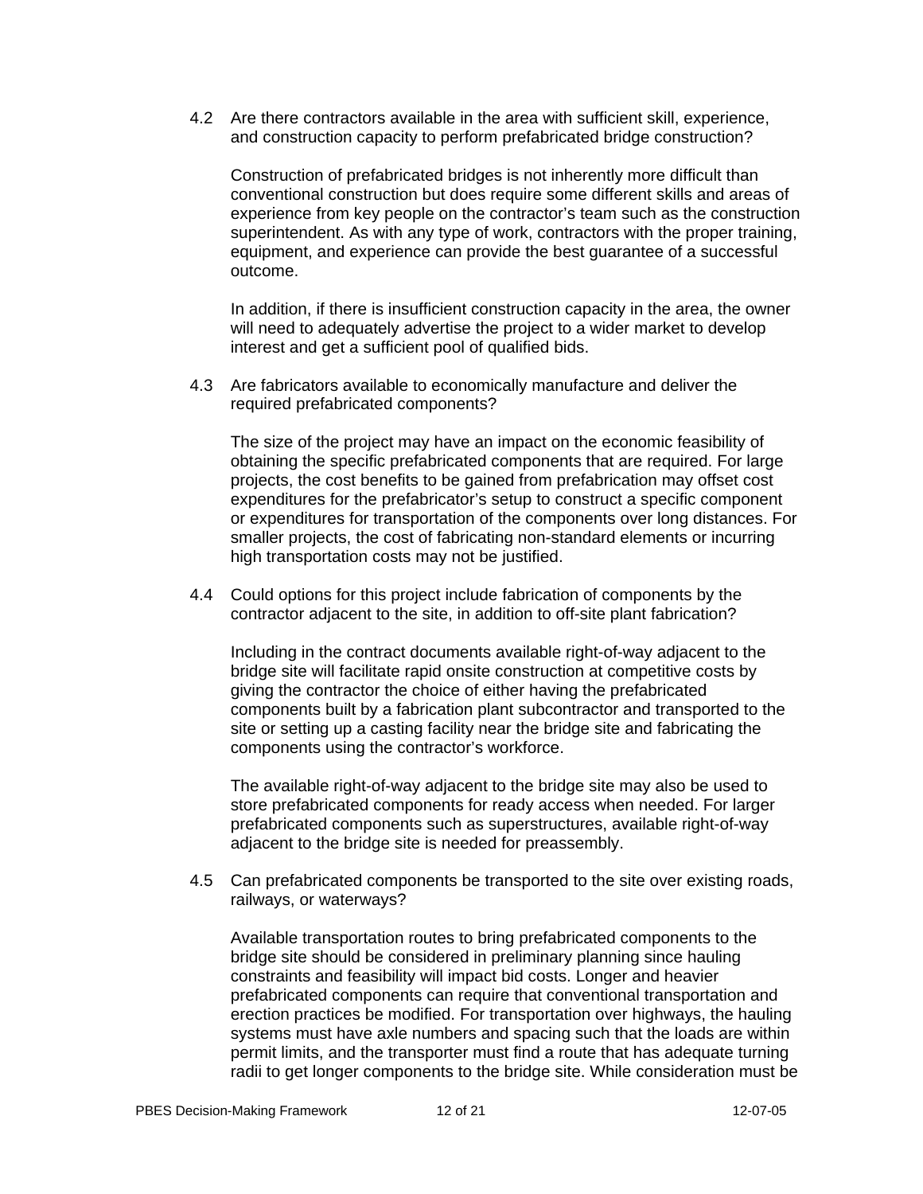4.2 Are there contractors available in the area with sufficient skill, experience, and construction capacity to perform prefabricated bridge construction?

Construction of prefabricated bridges is not inherently more difficult than conventional construction but does require some different skills and areas of experience from key people on the contractor's team such as the construction superintendent. As with any type of work, contractors with the proper training, equipment, and experience can provide the best guarantee of a successful outcome.

In addition, if there is insufficient construction capacity in the area, the owner will need to adequately advertise the project to a wider market to develop interest and get a sufficient pool of qualified bids.

4.3 Are fabricators available to economically manufacture and deliver the required prefabricated components?

The size of the project may have an impact on the economic feasibility of obtaining the specific prefabricated components that are required. For large projects, the cost benefits to be gained from prefabrication may offset cost expenditures for the prefabricator's setup to construct a specific component or expenditures for transportation of the components over long distances. For smaller projects, the cost of fabricating non-standard elements or incurring high transportation costs may not be justified.

4.4 Could options for this project include fabrication of components by the contractor adjacent to the site, in addition to off-site plant fabrication?

Including in the contract documents available right-of-way adjacent to the bridge site will facilitate rapid onsite construction at competitive costs by giving the contractor the choice of either having the prefabricated components built by a fabrication plant subcontractor and transported to the site or setting up a casting facility near the bridge site and fabricating the components using the contractor's workforce.

The available right-of-way adjacent to the bridge site may also be used to store prefabricated components for ready access when needed. For larger prefabricated components such as superstructures, available right-of-way adjacent to the bridge site is needed for preassembly.

4.5 Can prefabricated components be transported to the site over existing roads, railways, or waterways?

Available transportation routes to bring prefabricated components to the bridge site should be considered in preliminary planning since hauling constraints and feasibility will impact bid costs. Longer and heavier prefabricated components can require that conventional transportation and erection practices be modified. For transportation over highways, the hauling systems must have axle numbers and spacing such that the loads are within permit limits, and the transporter must find a route that has adequate turning radii to get longer components to the bridge site. While consideration must be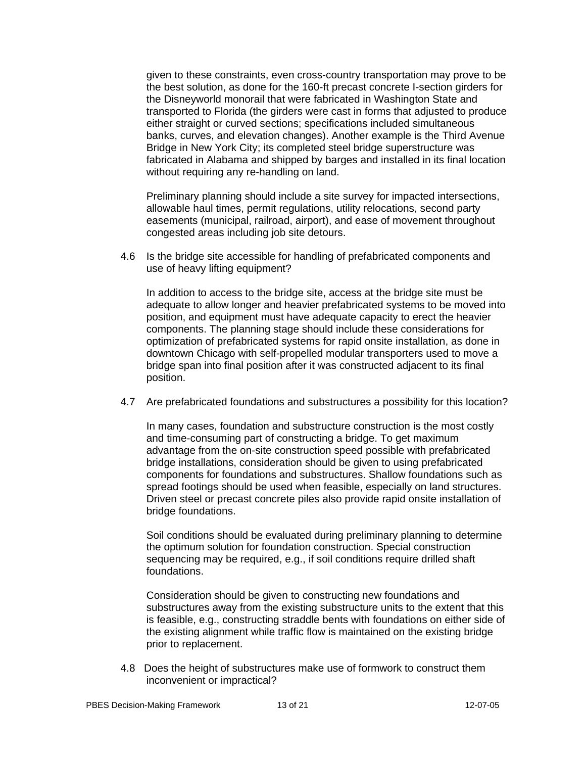given to these constraints, even cross-country transportation may prove to be the best solution, as done for the 160-ft precast concrete I-section girders for the Disneyworld monorail that were fabricated in Washington State and transported to Florida (the girders were cast in forms that adjusted to produce either straight or curved sections; specifications included simultaneous banks, curves, and elevation changes). Another example is the Third Avenue Bridge in New York City; its completed steel bridge superstructure was fabricated in Alabama and shipped by barges and installed in its final location without requiring any re-handling on land.

Preliminary planning should include a site survey for impacted intersections, allowable haul times, permit regulations, utility relocations, second party easements (municipal, railroad, airport), and ease of movement throughout congested areas including job site detours.

4.6 Is the bridge site accessible for handling of prefabricated components and use of heavy lifting equipment?

In addition to access to the bridge site, access at the bridge site must be adequate to allow longer and heavier prefabricated systems to be moved into position, and equipment must have adequate capacity to erect the heavier components. The planning stage should include these considerations for optimization of prefabricated systems for rapid onsite installation, as done in downtown Chicago with self-propelled modular transporters used to move a bridge span into final position after it was constructed adjacent to its final position.

4.7 Are prefabricated foundations and substructures a possibility for this location?

In many cases, foundation and substructure construction is the most costly and time-consuming part of constructing a bridge. To get maximum advantage from the on-site construction speed possible with prefabricated bridge installations, consideration should be given to using prefabricated components for foundations and substructures. Shallow foundations such as spread footings should be used when feasible, especially on land structures. Driven steel or precast concrete piles also provide rapid onsite installation of bridge foundations.

Soil conditions should be evaluated during preliminary planning to determine the optimum solution for foundation construction. Special construction sequencing may be required, e.g., if soil conditions require drilled shaft foundations.

Consideration should be given to constructing new foundations and substructures away from the existing substructure units to the extent that this is feasible, e.g., constructing straddle bents with foundations on either side of the existing alignment while traffic flow is maintained on the existing bridge prior to replacement.

4.8 Does the height of substructures make use of formwork to construct them inconvenient or impractical?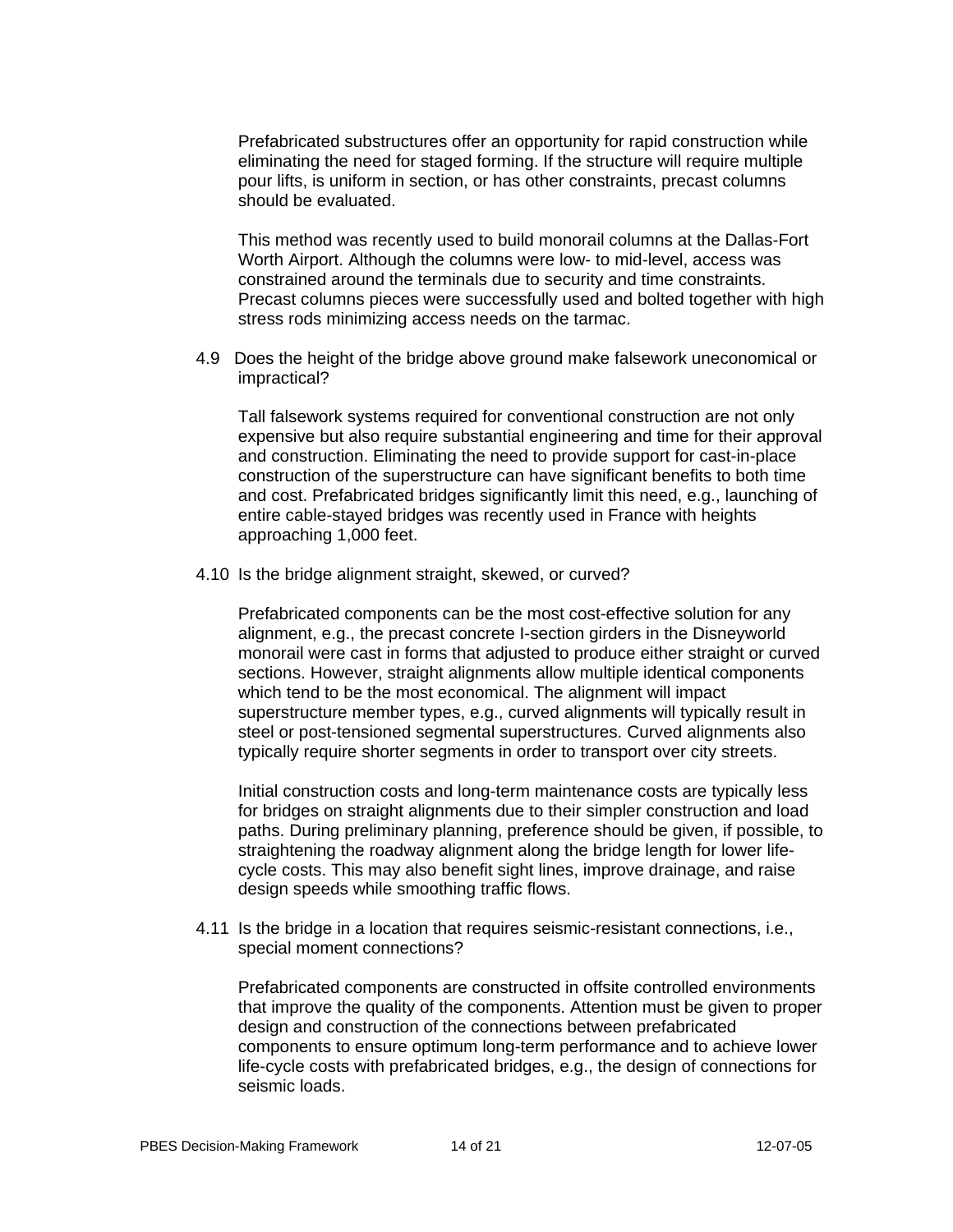Prefabricated substructures offer an opportunity for rapid construction while eliminating the need for staged forming. If the structure will require multiple pour lifts, is uniform in section, or has other constraints, precast columns should be evaluated.

This method was recently used to build monorail columns at the Dallas-Fort Worth Airport. Although the columns were low- to mid-level, access was constrained around the terminals due to security and time constraints. Precast columns pieces were successfully used and bolted together with high stress rods minimizing access needs on the tarmac.

4.9 Does the height of the bridge above ground make falsework uneconomical or impractical?

Tall falsework systems required for conventional construction are not only expensive but also require substantial engineering and time for their approval and construction. Eliminating the need to provide support for cast-in-place construction of the superstructure can have significant benefits to both time and cost. Prefabricated bridges significantly limit this need, e.g., launching of entire cable-stayed bridges was recently used in France with heights approaching 1,000 feet.

4.10 Is the bridge alignment straight, skewed, or curved?

Prefabricated components can be the most cost-effective solution for any alignment, e.g., the precast concrete I-section girders in the Disneyworld monorail were cast in forms that adjusted to produce either straight or curved sections. However, straight alignments allow multiple identical components which tend to be the most economical. The alignment will impact superstructure member types, e.g., curved alignments will typically result in steel or post-tensioned segmental superstructures. Curved alignments also typically require shorter segments in order to transport over city streets.

Initial construction costs and long-term maintenance costs are typically less for bridges on straight alignments due to their simpler construction and load paths. During preliminary planning, preference should be given, if possible, to straightening the roadway alignment along the bridge length for lower life-cycle costs. This may also benefit sight lines, improve drainage, and raise design speeds while smoothing traffic flows.

4.11 Is the bridge in a location that requires seismic-resistant connections, i.e., special moment connections?

Prefabricated components are constructed in offsite controlled environments that improve the quality of the components. Attention must be given to proper design and construction of the connections between prefabricated components to ensure optimum long-term performance and to achieve lower life-cycle costs with prefabricated bridges, e.g., the design of connections for seismic loads.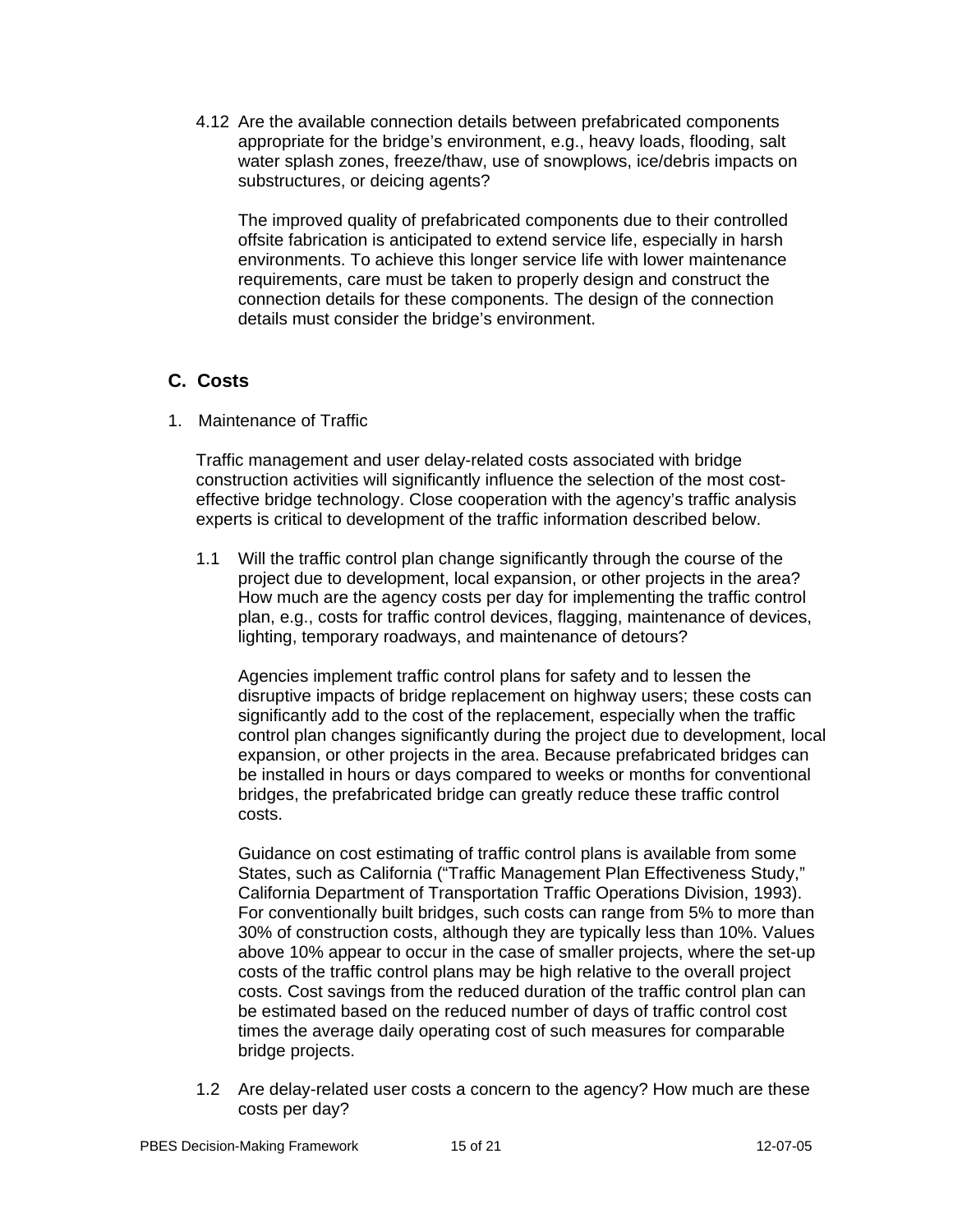4.12 Are the available connection details between prefabricated components appropriate for the bridge's environment, e.g., heavy loads, flooding, salt water splash zones, freeze/thaw, use of snowplows, ice/debris impacts on substructures, or deicing agents?

The improved quality of prefabricated components due to their controlled offsite fabrication is anticipated to extend service life, especially in harsh environments. To achieve this longer service life with lower maintenance requirements, care must be taken to properly design and construct the connection details for these components. The design of the connection details must consider the bridge's environment.

## C. Costs

1. Maintenance of Traffic

Traffic management and user delay-related costs associated with bridge construction activities will significantly influence the selection of the most cost-effective bridge technology. Close cooperation with the agency's traffic analysis experts is critical to development of the traffic information described below.

1.1 Will the traffic control plan change significantly through the course of the project due to development, local expansion, or other projects in the area? How much are the agency costs per day for implementing the traffic control plan, e.g., costs for traffic control devices, flagging, maintenance of devices, lighting, temporary roadways, and maintenance of detours?

Agencies implement traffic control plans for safety and to lessen the disruptive impacts of bridge replacement on highway users; these costs can significantly add to the cost of the replacement, especially when the traffic control plan changes significantly during the project due to development, local expansion, or other projects in the area. Because prefabricated bridges can be installed in hours or days compared to weeks or months for conventional bridges, the prefabricated bridge can greatly reduce these traffic control costs.

Guidance on cost estimating of traffic control plans is available from some States, such as California ("Traffic Management Plan Effectiveness Study," California Department of Transportation Traffic Operations Division, 1993). For conventionally built bridges, such costs can range from 5% to more than 30% of construction costs, although they are typically less than 10%. Values above 10% appear to occur in the case of smaller projects, where the set-up costs of the traffic control plans may be high relative to the overall project costs. Cost savings from the reduced duration of the traffic control plan can be estimated based on the reduced number of days of traffic control cost times the average daily operating cost of such measures for comparable bridge projects.

1.2 Are delay-related user costs a concern to the agency? How much are these costs per day?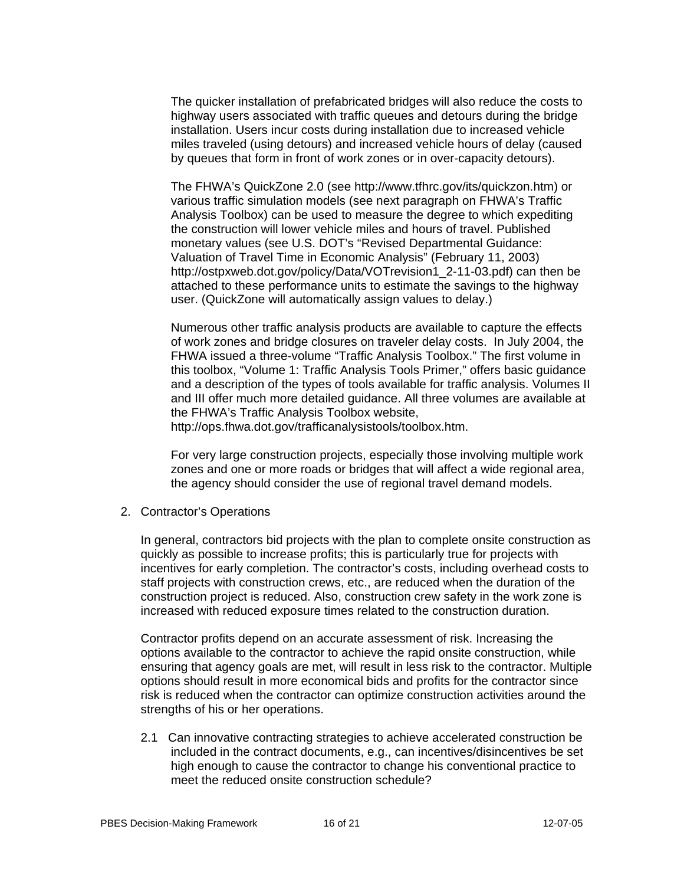The quicker installation of prefabricated bridges will also reduce the costs to highway users associated with traffic queues and detours during the bridge installation. Users incur costs during installation due to increased vehicle miles traveled (using detours) and increased vehicle hours of delay (caused by queues that form in front of work zones or in over-capacity detours).

The FHWA's QuickZone 2.0 (see http://www.tfhrc.gov/its/quickzon.htm) or various traffic simulation models (see next paragraph on FHWA's Traffic Analysis Toolbox) can be used to measure the degree to which expediting the construction will lower vehicle miles and hours of travel. Published monetary values (see U.S. DOT's "Revised Departmental Guidance: Valuation of Travel Time in Economic Analysis" (February 11, 2003) http://ostpxweb.dot.gov/policy/Data/VOTrevision1_2-11-03.pdf) can then be attached to these performance units to estimate the savings to the highway user. (QuickZone will automatically assign values to delay.)

Numerous other traffic analysis products are available to capture the effects of work zones and bridge closures on traveler delay costs. In July 2004, the FHWA issued a three-volume "Traffic Analysis Toolbox." The first volume in this toolbox, "Volume 1: Traffic Analysis Tools Primer," offers basic guidance and a description of the types of tools available for traffic analysis. Volumes II and III offer much more detailed guidance. All three volumes are available at the FHWA's Traffic Analysis Toolbox website, http://ops.fhwa.dot.gov/trafficanalysistools/toolbox.htm.

For very large construction projects, especially those involving multiple work zones and one or more roads or bridges that will affect a wide regional area, the agency should consider the use of regional travel demand models.

2. Contractor's Operations

   In general, contractors bid projects with the plan to complete onsite construction as quickly as possible to increase profits; this is particularly true for projects with incentives for early completion. The contractor's costs, including overhead costs to staff projects with construction crews, etc., are reduced when the duration of the construction project is reduced. Also, construction crew safety in the work zone is increased with reduced exposure times related to the construction duration.

   Contractor profits depend on an accurate assessment of risk. Increasing the options available to the contractor to achieve the rapid onsite construction, while ensuring that agency goals are met, will result in less risk to the contractor. Multiple options should result in more economical bids and profits for the contractor since risk is reduced when the contractor can optimize construction activities around the strengths of his or her operations.

   2.1 Can innovative contracting strategies to achieve accelerated construction be included in the contract documents, e.g., can incentives/disincentives be set high enough to cause the contractor to change his conventional practice to meet the reduced onsite construction schedule?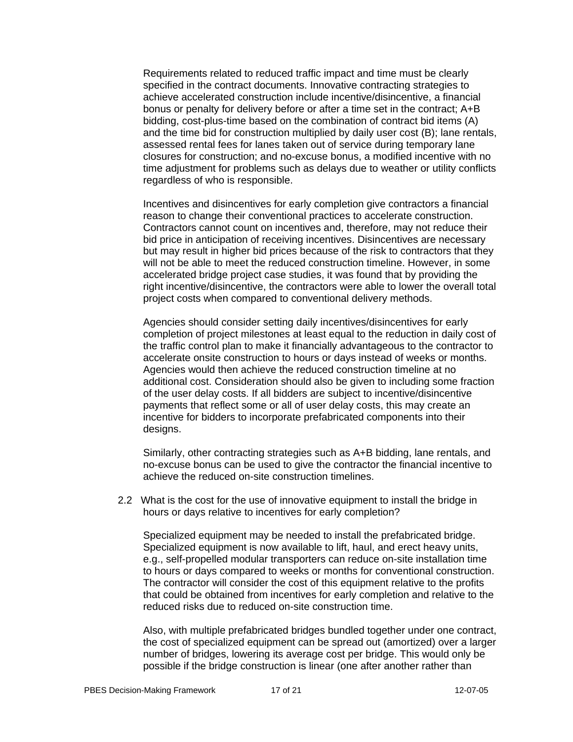Requirements related to reduced traffic impact and time must be clearly specified in the contract documents. Innovative contracting strategies to achieve accelerated construction include incentive/disincentive, a financial bonus or penalty for delivery before or after a time set in the contract; A+B bidding, cost-plus-time based on the combination of contract bid items (A) and the time bid for construction multiplied by daily user cost (B); lane rentals, assessed rental fees for lanes taken out of service during temporary lane closures for construction; and no-excuse bonus, a modified incentive with no time adjustment for problems such as delays due to weather or utility conflicts regardless of who is responsible.

Incentives and disincentives for early completion give contractors a financial reason to change their conventional practices to accelerate construction. Contractors cannot count on incentives and, therefore, may not reduce their bid price in anticipation of receiving incentives. Disincentives are necessary but may result in higher bid prices because of the risk to contractors that they will not be able to meet the reduced construction timeline. However, in some accelerated bridge project case studies, it was found that by providing the right incentive/disincentive, the contractors were able to lower the overall total project costs when compared to conventional delivery methods.

Agencies should consider setting daily incentives/disincentives for early completion of project milestones at least equal to the reduction in daily cost of the traffic control plan to make it financially advantageous to the contractor to accelerate onsite construction to hours or days instead of weeks or months. Agencies would then achieve the reduced construction timeline at no additional cost. Consideration should also be given to including some fraction of the user delay costs. If all bidders are subject to incentive/disincentive payments that reflect some or all of user delay costs, this may create an incentive for bidders to incorporate prefabricated components into their designs.

Similarly, other contracting strategies such as A+B bidding, lane rentals, and no-excuse bonus can be used to give the contractor the financial incentive to achieve the reduced on-site construction timelines.

2.2 What is the cost for the use of innovative equipment to install the bridge in hours or days relative to incentives for early completion?

Specialized equipment may be needed to install the prefabricated bridge. Specialized equipment is now available to lift, haul, and erect heavy units, e.g., self-propelled modular transporters can reduce on-site installation time to hours or days compared to weeks or months for conventional construction. The contractor will consider the cost of this equipment relative to the profits that could be obtained from incentives for early completion and relative to the reduced risks due to reduced on-site construction time.

Also, with multiple prefabricated bridges bundled together under one contract, the cost of specialized equipment can be spread out (amortized) over a larger number of bridges, lowering its average cost per bridge. This would only be possible if the bridge construction is linear (one after another rather than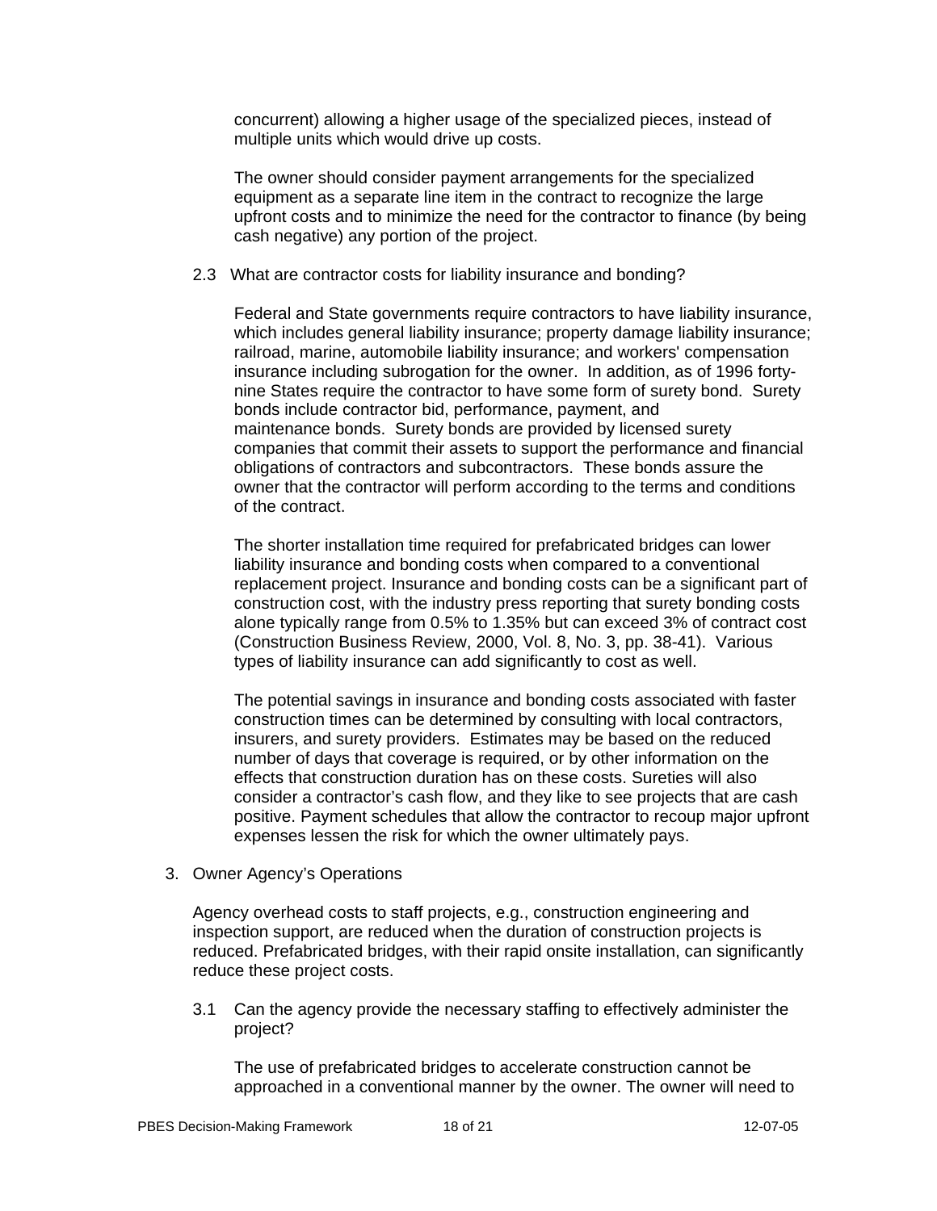concurrent) allowing a higher usage of the specialized pieces, instead of multiple units which would drive up costs.

The owner should consider payment arrangements for the specialized equipment as a separate line item in the contract to recognize the large upfront costs and to minimize the need for the contractor to finance (by being cash negative) any portion of the project.

2.3 What are contractor costs for liability insurance and bonding?

Federal and State governments require contractors to have liability insurance, which includes general liability insurance; property damage liability insurance; railroad, marine, automobile liability insurance; and workers' compensation insurance including subrogation for the owner. In addition, as of 1996 forty-nine States require the contractor to have some form of surety bond. Surety bonds include contractor bid, performance, payment, and maintenance bonds. Surety bonds are provided by licensed surety companies that commit their assets to support the performance and financial obligations of contractors and subcontractors. These bonds assure the owner that the contractor will perform according to the terms and conditions of the contract.

The shorter installation time required for prefabricated bridges can lower liability insurance and bonding costs when compared to a conventional replacement project. Insurance and bonding costs can be a significant part of construction cost, with the industry press reporting that surety bonding costs alone typically range from 0.5% to 1.35% but can exceed 3% of contract cost (Construction Business Review, 2000, Vol. 8, No. 3, pp. 38-41). Various types of liability insurance can add significantly to cost as well.

The potential savings in insurance and bonding costs associated with faster construction times can be determined by consulting with local contractors, insurers, and surety providers. Estimates may be based on the reduced number of days that coverage is required, or by other information on the effects that construction duration has on these costs. Sureties will also consider a contractor's cash flow, and they like to see projects that are cash positive. Payment schedules that allow the contractor to recoup major upfront expenses lessen the risk for which the owner ultimately pays.

3. Owner Agency's Operations

Agency overhead costs to staff projects, e.g., construction engineering and inspection support, are reduced when the duration of construction projects is reduced. Prefabricated bridges, with their rapid onsite installation, can significantly reduce these project costs.

3.1 Can the agency provide the necessary staffing to effectively administer the project?

The use of prefabricated bridges to accelerate construction cannot be approached in a conventional manner by the owner. The owner will need to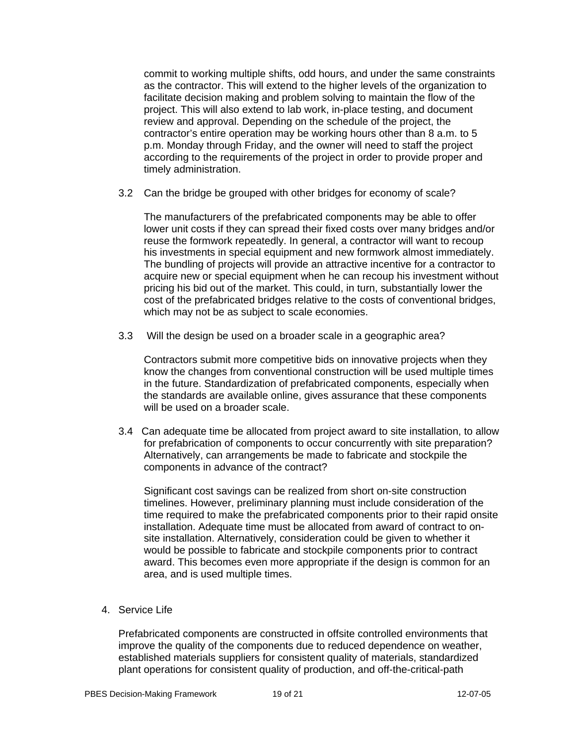commit to working multiple shifts, odd hours, and under the same constraints as the contractor. This will extend to the higher levels of the organization to facilitate decision making and problem solving to maintain the flow of the project. This will also extend to lab work, in-place testing, and document review and approval. Depending on the schedule of the project, the contractor's entire operation may be working hours other than 8 a.m. to 5 p.m. Monday through Friday, and the owner will need to staff the project according to the requirements of the project in order to provide proper and timely administration.

3.2 Can the bridge be grouped with other bridges for economy of scale?

The manufacturers of the prefabricated components may be able to offer lower unit costs if they can spread their fixed costs over many bridges and/or reuse the formwork repeatedly. In general, a contractor will want to recoup his investments in special equipment and new formwork almost immediately. The bundling of projects will provide an attractive incentive for a contractor to acquire new or special equipment when he can recoup his investment without pricing his bid out of the market. This could, in turn, substantially lower the cost of the prefabricated bridges relative to the costs of conventional bridges, which may not be as subject to scale economies.

3.3 Will the design be used on a broader scale in a geographic area?

Contractors submit more competitive bids on innovative projects when they know the changes from conventional construction will be used multiple times in the future. Standardization of prefabricated components, especially when the standards are available online, gives assurance that these components will be used on a broader scale.

3.4 Can adequate time be allocated from project award to site installation, to allow for prefabrication of components to occur concurrently with site preparation? Alternatively, can arrangements be made to fabricate and stockpile the components in advance of the contract?

Significant cost savings can be realized from short on-site construction timelines. However, preliminary planning must include consideration of the time required to make the prefabricated components prior to their rapid onsite installation. Adequate time must be allocated from award of contract to on-site installation. Alternatively, consideration could be given to whether it would be possible to fabricate and stockpile components prior to contract award. This becomes even more appropriate if the design is common for an area, and is used multiple times.

4. Service Life

Prefabricated components are constructed in offsite controlled environments that improve the quality of the components due to reduced dependence on weather, established materials suppliers for consistent quality of materials, standardized plant operations for consistent quality of production, and off-the-critical-path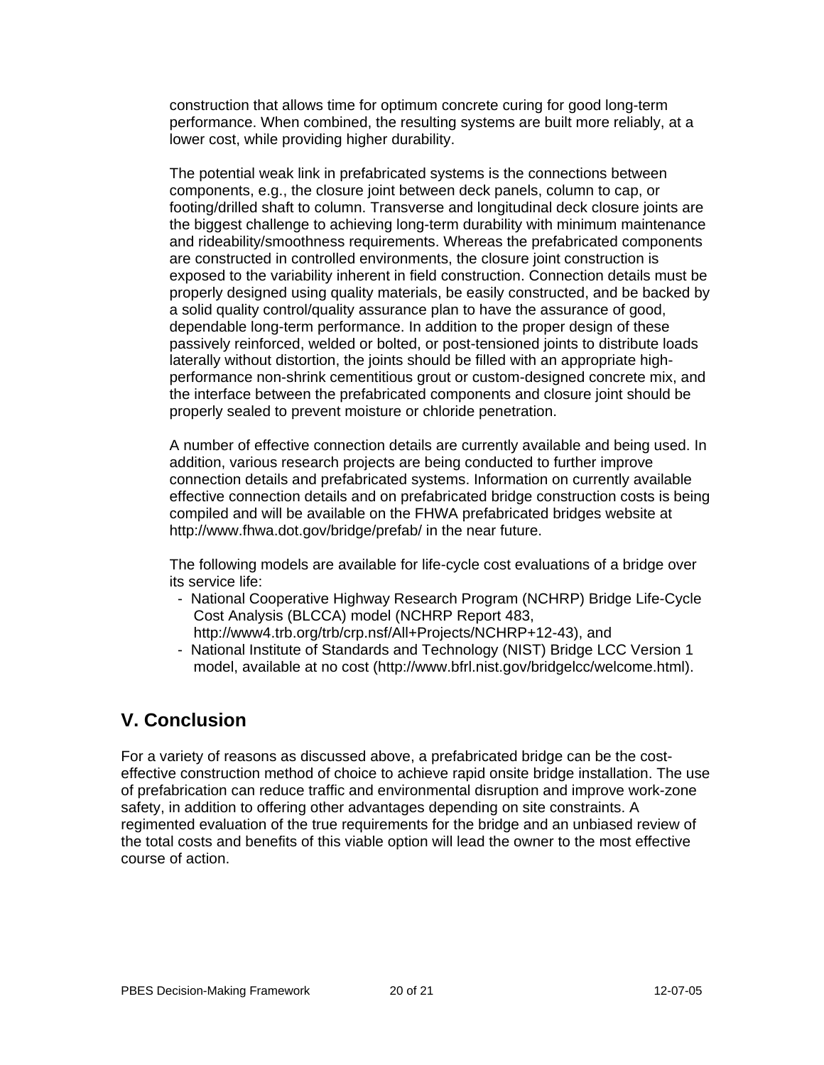construction that allows time for optimum concrete curing for good long-term performance. When combined, the resulting systems are built more reliably, at a lower cost, while providing higher durability.

The potential weak link in prefabricated systems is the connections between components, e.g., the closure joint between deck panels, column to cap, or footing/drilled shaft to column. Transverse and longitudinal deck closure joints are the biggest challenge to achieving long-term durability with minimum maintenance and rideability/smoothness requirements. Whereas the prefabricated components are constructed in controlled environments, the closure joint construction is exposed to the variability inherent in field construction. Connection details must be properly designed using quality materials, be easily constructed, and be backed by a solid quality control/quality assurance plan to have the assurance of good, dependable long-term performance. In addition to the proper design of these passively reinforced, welded or bolted, or post-tensioned joints to distribute loads laterally without distortion, the joints should be filled with an appropriate high-performance non-shrink cementitious grout or custom-designed concrete mix, and the interface between the prefabricated components and closure joint should be properly sealed to prevent moisture or chloride penetration.

A number of effective connection details are currently available and being used. In addition, various research projects are being conducted to further improve connection details and prefabricated systems. Information on currently available effective connection details and on prefabricated bridge construction costs is being compiled and will be available on the FHWA prefabricated bridges website at http://www.fhwa.dot.gov/bridge/prefab/ in the near future.

The following models are available for life-cycle cost evaluations of a bridge over its service life:

- National Cooperative Highway Research Program (NCHRP) Bridge Life-Cycle Cost Analysis (BLCCA) model (NCHRP Report 483, http://www4.trb.org/trb/crp.nsf/All+Projects/NCHRP+12-43), and
- National Institute of Standards and Technology (NIST) Bridge LCC Version 1 model, available at no cost (http://www.bfrl.nist.gov/bridgelcc/welcome.html).

## V. Conclusion

For a variety of reasons as discussed above, a prefabricated bridge can be the cost-effective construction method of choice to achieve rapid onsite bridge installation. The use of prefabrication can reduce traffic and environmental disruption and improve work-zone safety, in addition to offering other advantages depending on site constraints. A regimented evaluation of the true requirements for the bridge and an unbiased review of the total costs and benefits of this viable option will lead the owner to the most effective course of action.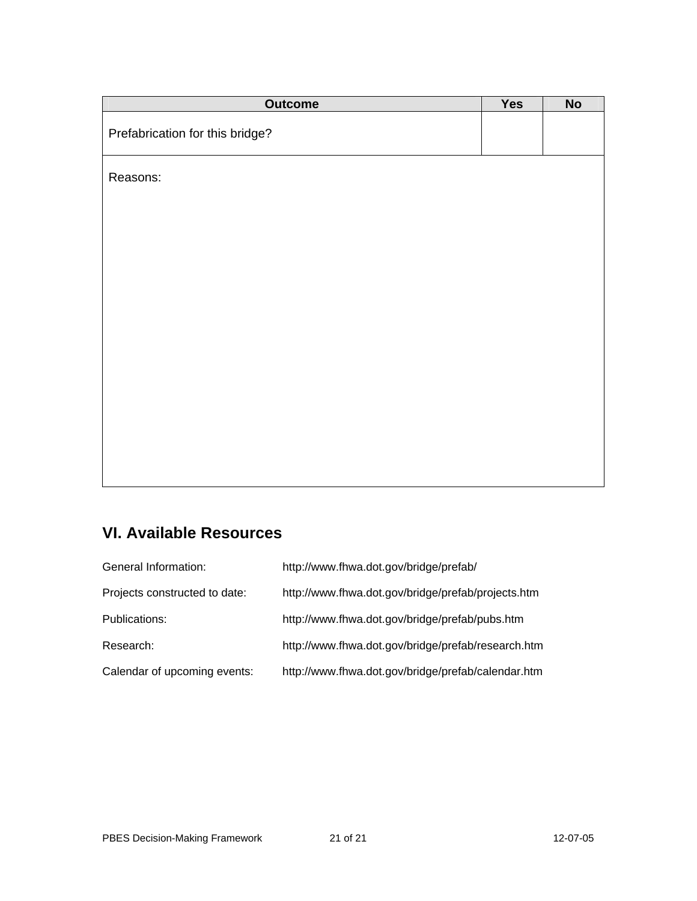| Outcome | Yes | No |
|---|---|---|
| Prefabrication for this bridge? | | |
| Reasons: | | |

## VI. Available Resources

| | |
|---|---|
| General Information: | http://www.fhwa.dot.gov/bridge/prefab/ |
| Projects constructed to date: | http://www.fhwa.dot.gov/bridge/prefab/projects.htm |
| Publications: | http://www.fhwa.dot.gov/bridge/prefab/pubs.htm |
| Research: | http://www.fhwa.dot.gov/bridge/prefab/research.htm |
| Calendar of upcoming events: | http://www.fhwa.dot.gov/bridge/prefab/calendar.htm |